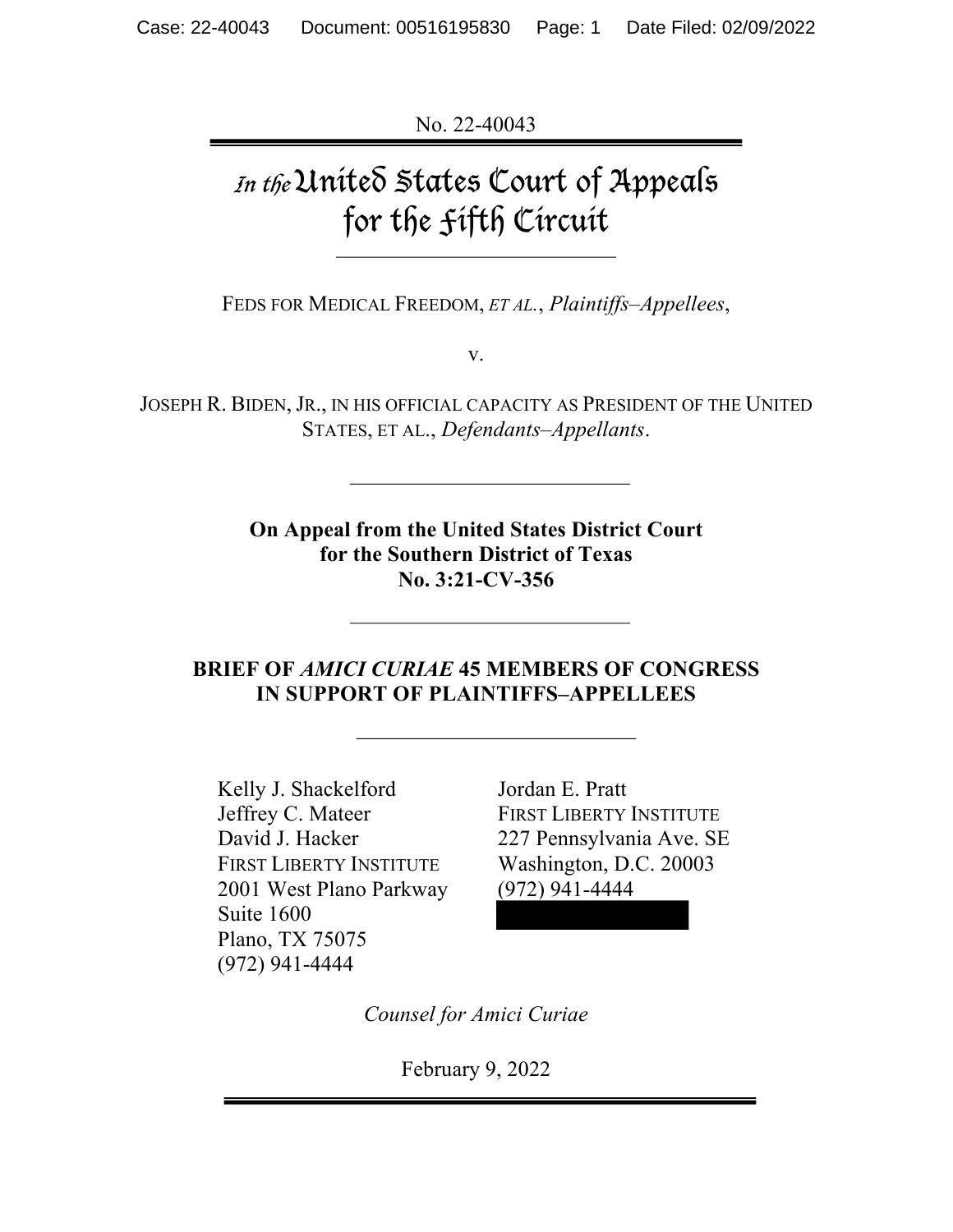No. 22-40043

# In the United States Court of Appeals for the Fifth Circuit

FEDS FOR MEDICAL FREEDOM, *ET AL.*, *Plaintiffs–Appellees*,

v.

JOSEPH R. BIDEN, JR., IN HIS OFFICIAL CAPACITY AS PRESIDENT OF THE UNITED STATES, ET AL., *Defendants–Appellants*.

---

**On Appeal from the United States District Court for the Southern District of Texas No. 3:21-CV-356**

---

## BRIEF OF *AMICI CURIAE* 45 MEMBERS OF CONGRESS IN SUPPORT OF PLAINTIFFS–APPELLEES

---

Kelly J. Shackelford
Jeffrey C. Mateer
David J. Hacker
FIRST LIBERTY INSTITUTE
2001 West Plano Parkway
Suite 1600
Plano, TX 75075
(972) 941-4444

Jordan E. Pratt
FIRST LIBERTY INSTITUTE
227 Pennsylvania Ave. SE
Washington, D.C. 20003
(972) 941-4444

*Counsel for Amici Curiae*

February 9, 2022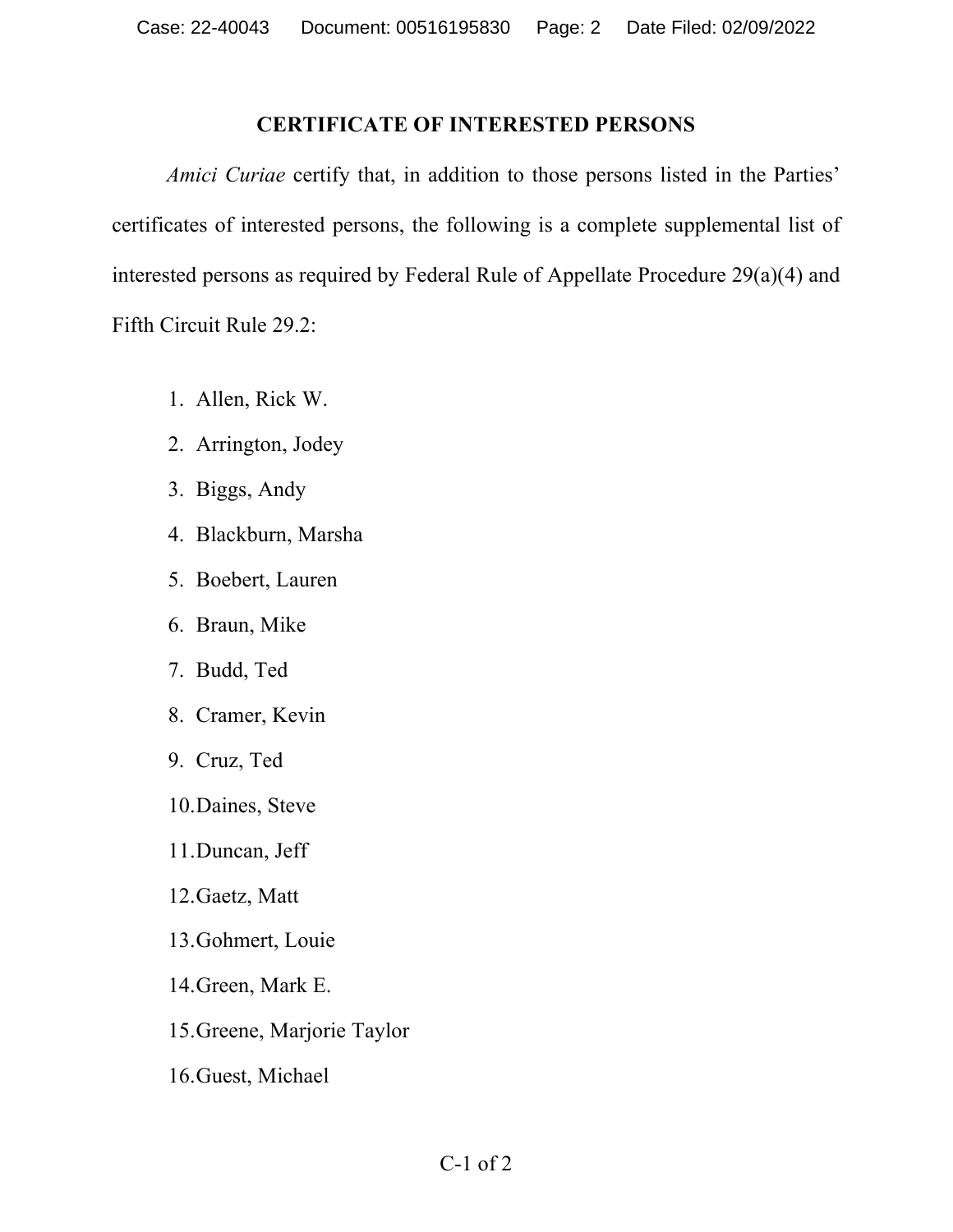## CERTIFICATE OF INTERESTED PERSONS

*Amici Curiae* certify that, in addition to those persons listed in the Parties' certificates of interested persons, the following is a complete supplemental list of interested persons as required by Federal Rule of Appellate Procedure 29(a)(4) and Fifth Circuit Rule 29.2:

1. Allen, Rick W.
2. Arrington, Jodey
3. Biggs, Andy
4. Blackburn, Marsha
5. Boebert, Lauren
6. Braun, Mike
7. Budd, Ted
8. Cramer, Kevin
9. Cruz, Ted
10. Daines, Steve
11. Duncan, Jeff
12. Gaetz, Matt
13. Gohmert, Louie
14. Green, Mark E.
15. Greene, Marjorie Taylor
16. Guest, Michael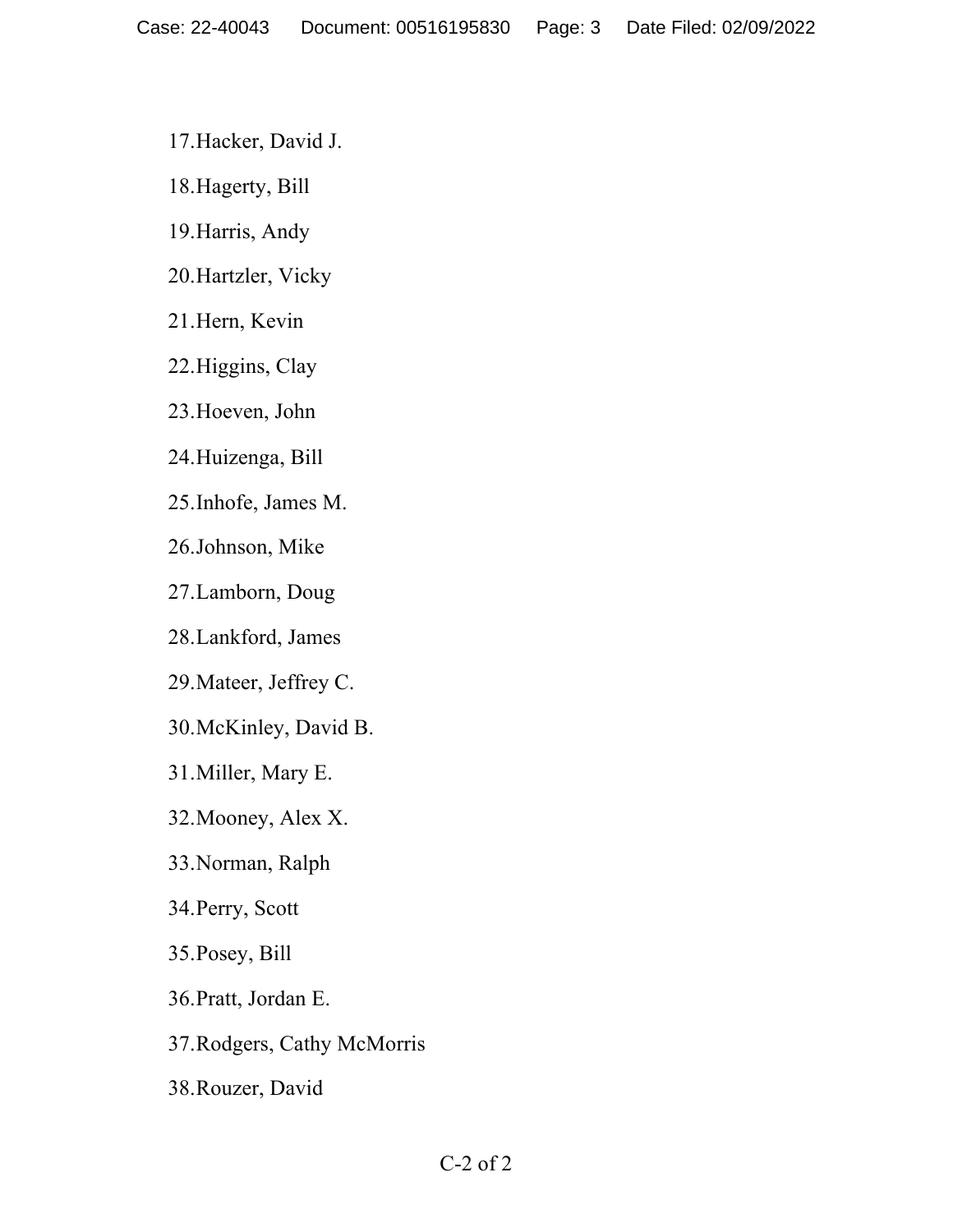17. Hacker, David J.
18. Hagerty, Bill
19. Harris, Andy
20. Hartzler, Vicky
21. Hern, Kevin
22. Higgins, Clay
23. Hoeven, John
24. Huizenga, Bill
25. Inhofe, James M.
26. Johnson, Mike
27. Lamborn, Doug
28. Lankford, James
29. Mateer, Jeffrey C.
30. McKinley, David B.
31. Miller, Mary E.
32. Mooney, Alex X.
33. Norman, Ralph
34. Perry, Scott
35. Posey, Bill
36. Pratt, Jordan E.
37. Rodgers, Cathy McMorris
38. Rouzer, David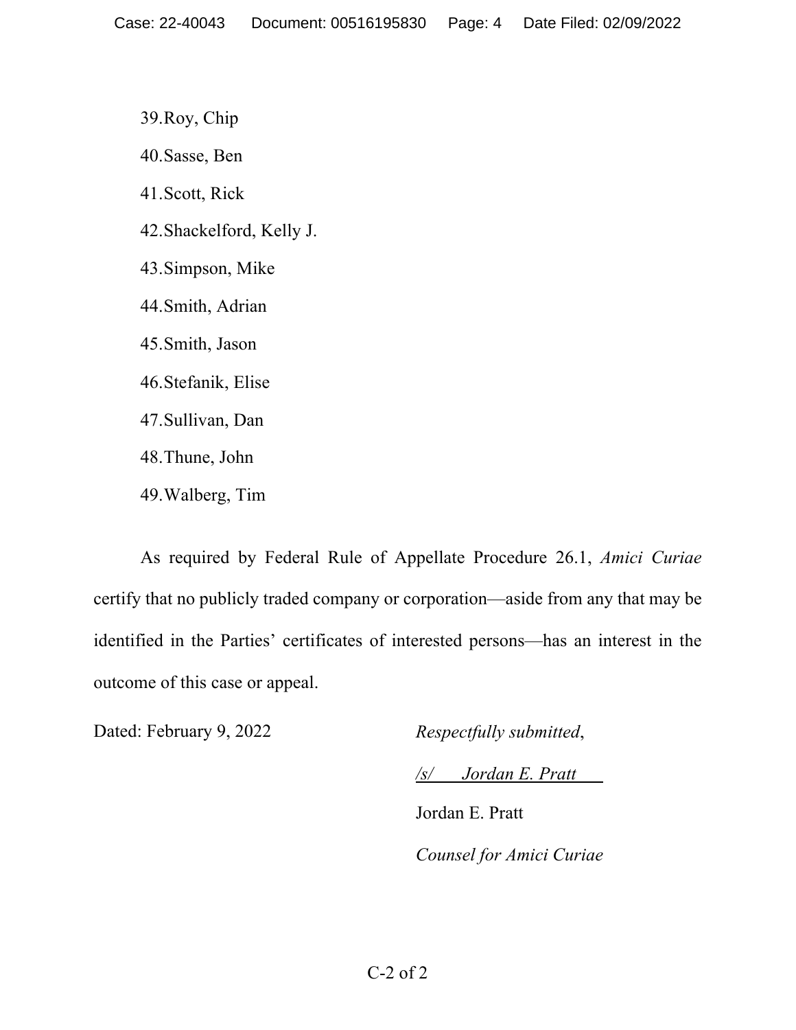39. Roy, Chip
40. Sasse, Ben
41. Scott, Rick
42. Shackelford, Kelly J.
43. Simpson, Mike
44. Smith, Adrian
45. Smith, Jason
46. Stefanik, Elise
47. Sullivan, Dan
48. Thune, John
49. Walberg, Tim

As required by Federal Rule of Appellate Procedure 26.1, *Amici Curiae* certify that no publicly traded company or corporation—aside from any that may be identified in the Parties' certificates of interested persons—has an interest in the outcome of this case or appeal.

Dated: February 9, 2022

*Respectfully submitted*,

/s/ Jordan E. Pratt

Jordan E. Pratt

*Counsel for Amici Curiae*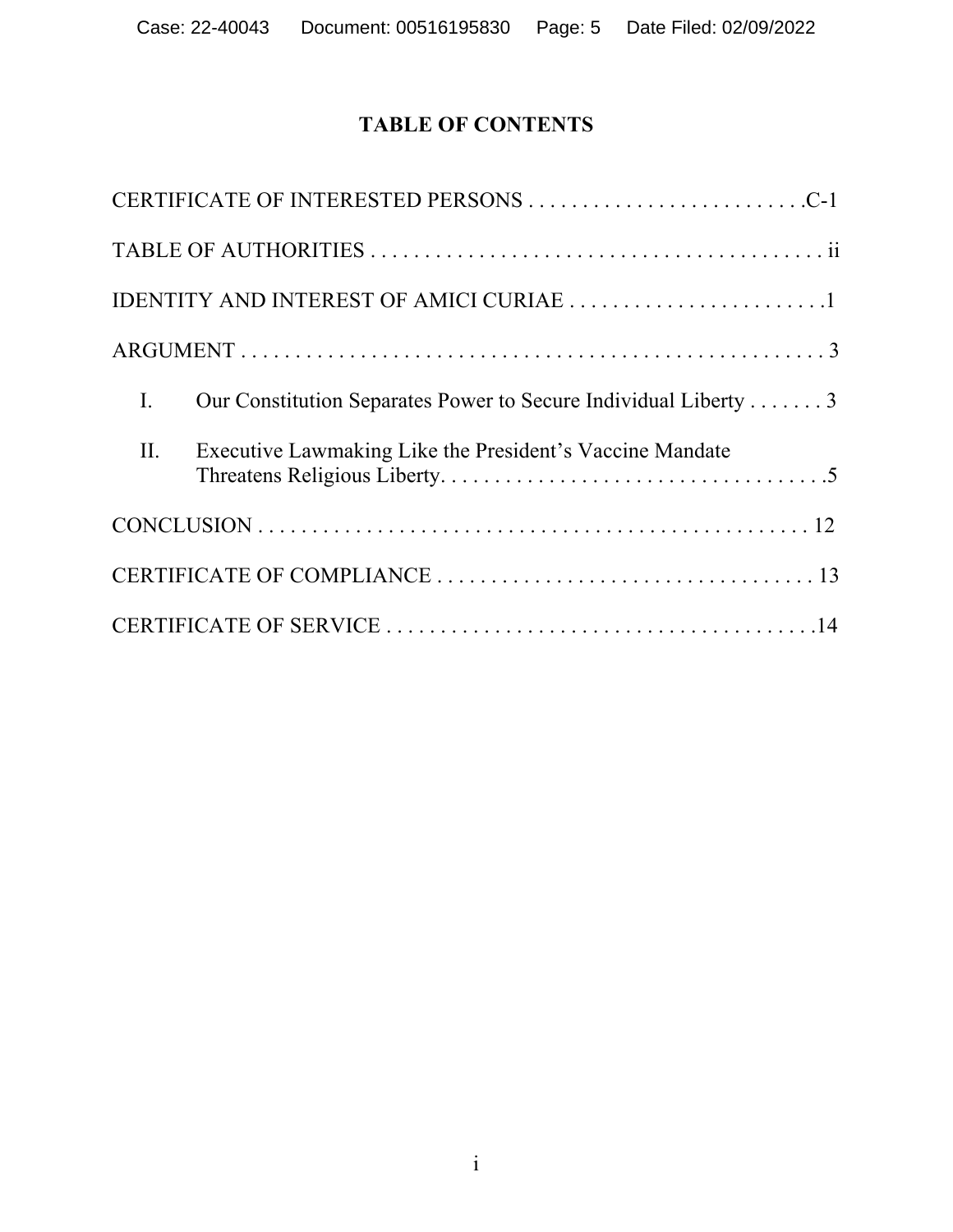# TABLE OF CONTENTS

CERTIFICATE OF INTERESTED PERSONS . . . . . . . . . . . . . . . . . . . . . . . . . .C-1

TABLE OF AUTHORITIES . . . . . . . . . . . . . . . . . . . . . . . . . . . . . . . . . . . . . . . . . . ii

IDENTITY AND INTEREST OF AMICI CURIAE . . . . . . . . . . . . . . . . . . . . . . . .1

ARGUMENT . . . . . . . . . . . . . . . . . . . . . . . . . . . . . . . . . . . . . . . . . . . . . . . . . . . . . 3

I. Our Constitution Separates Power to Secure Individual Liberty . . . . . . . 3

II. Executive Lawmaking Like the President's Vaccine Mandate Threatens Religious Liberty. . . . . . . . . . . . . . . . . . . . . . . . . . . . . . . . . . . .5

CONCLUSION . . . . . . . . . . . . . . . . . . . . . . . . . . . . . . . . . . . . . . . . . . . . . . . . . . . 12

CERTIFICATE OF COMPLIANCE . . . . . . . . . . . . . . . . . . . . . . . . . . . . . . . . . . 13

CERTIFICATE OF SERVICE . . . . . . . . . . . . . . . . . . . . . . . . . . . . . . . . . . . . . . . .14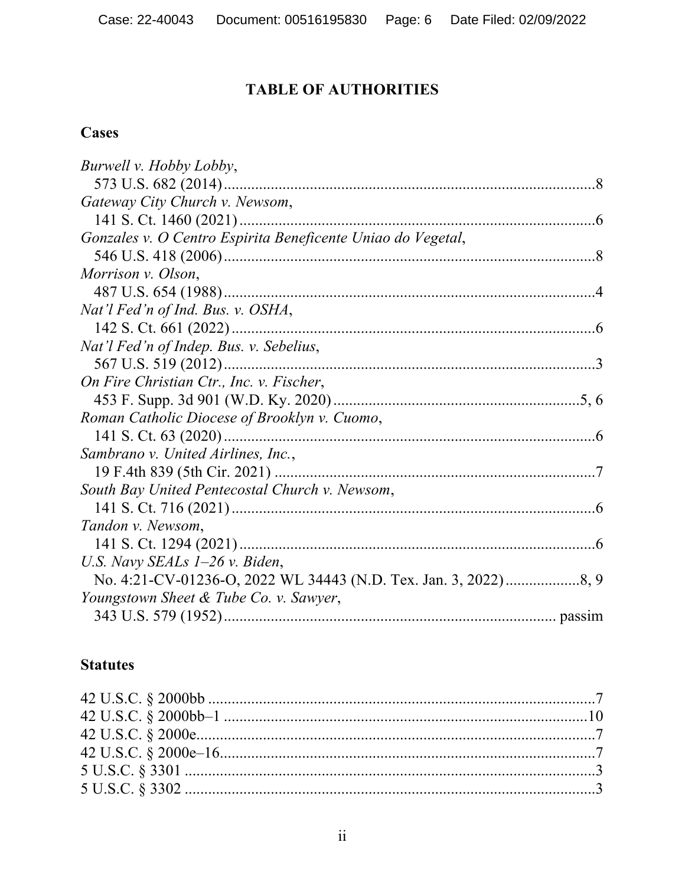# TABLE OF AUTHORITIES

## Cases

*Burwell v. Hobby Lobby*,
573 U.S. 682 (2014) ............................................................................................ 8

*Gateway City Church v. Newsom*,
141 S. Ct. 1460 (2021) ......................................................................................... 6

*Gonzales v. O Centro Espirita Beneficente Uniao do Vegetal*,
546 U.S. 418 (2006) ............................................................................................ 8

*Morrison v. Olson*,
487 U.S. 654 (1988) ............................................................................................ 4

*Nat'l Fed'n of Ind. Bus. v. OSHA*,
142 S. Ct. 661 (2022) .......................................................................................... 6

*Nat'l Fed'n of Indep. Bus. v. Sebelius*,
567 U.S. 519 (2012) ............................................................................................ 3

*On Fire Christian Ctr., Inc. v. Fischer*,
453 F. Supp. 3d 901 (W.D. Ky. 2020) ............................................................ 5, 6

*Roman Catholic Diocese of Brooklyn v. Cuomo*,
141 S. Ct. 63 (2020) ............................................................................................ 6

*Sambrano v. United Airlines, Inc.*,
19 F.4th 839 (5th Cir. 2021) ............................................................................... 7

*South Bay United Pentecostal Church v. Newsom*,
141 S. Ct. 716 (2021) .......................................................................................... 6

*Tandon v. Newsom*,
141 S. Ct. 1294 (2021) ........................................................................................ 6

*U.S. Navy SEALs 1–26 v. Biden*,
No. 4:21-CV-01236-O, 2022 WL 34443 (N.D. Tex. Jan. 3, 2022) ................ 8, 9

*Youngstown Sheet & Tube Co. v. Sawyer*,
343 U.S. 579 (1952) ................................................................................... passim

## Statutes

42 U.S.C. § 2000bb .................................................................................................. 7

42 U.S.C. § 2000bb–1 ............................................................................................ 10

42 U.S.C. § 2000e .................................................................................................... 7

42 U.S.C. § 2000e–16 .............................................................................................. 7

5 U.S.C. § 3301 ........................................................................................................ 3

5 U.S.C. § 3302 ........................................................................................................ 3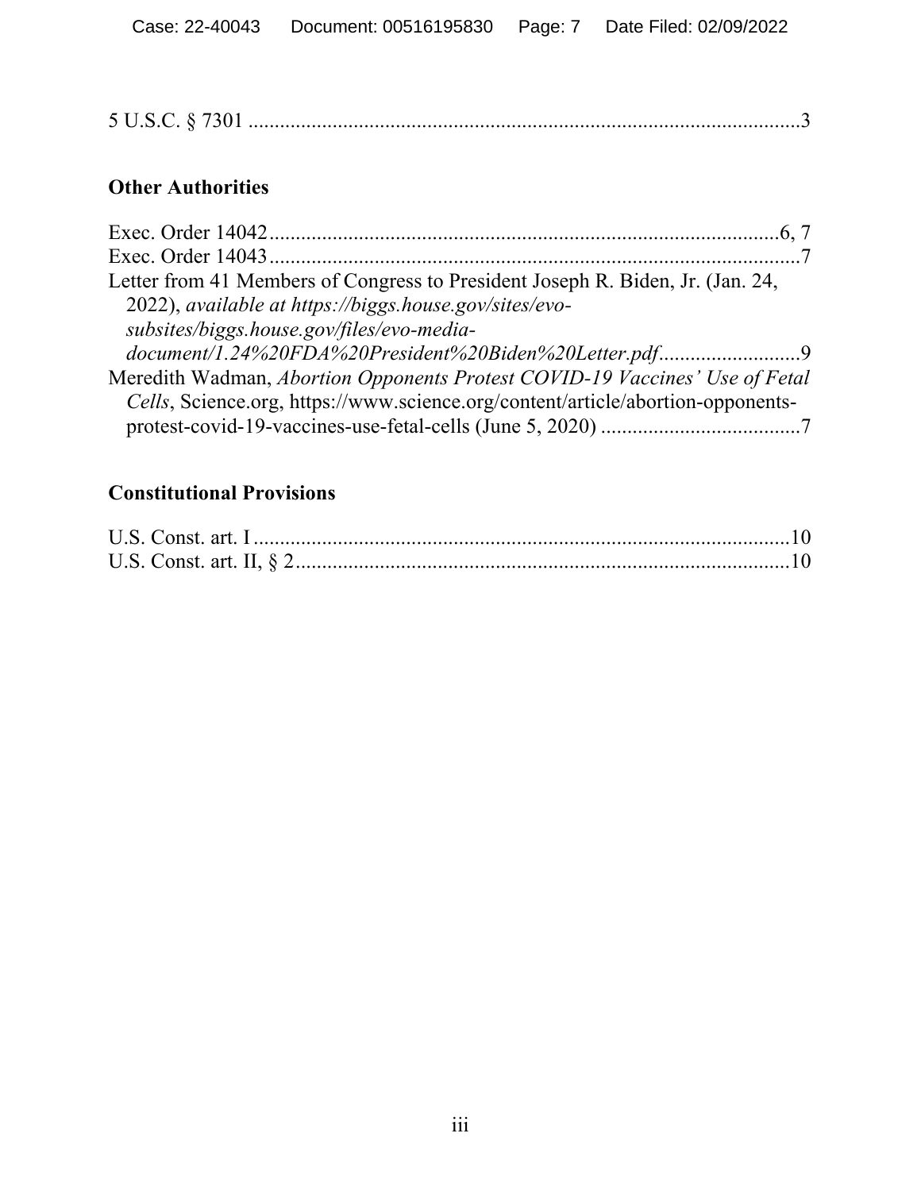5 U.S.C. § 7301 ........................................................................................................3

## Other Authorities

Exec. Order 14042..................................................................................................6, 7
Exec. Order 14043....................................................................................................7
Letter from 41 Members of Congress to President Joseph R. Biden, Jr. (Jan. 24, 2022), *available at https://biggs.house.gov/sites/evo-subsites/biggs.house.gov/files/evo-media-document/1.24%20FDA%20President%20Biden%20Letter.pdf*..........................9
Meredith Wadman, *Abortion Opponents Protest COVID-19 Vaccines' Use of Fetal Cells*, Science.org, https://www.science.org/content/article/abortion-opponents-protest-covid-19-vaccines-use-fetal-cells (June 5, 2020) ......................................7

## Constitutional Provisions

U.S. Const. art. I .....................................................................................................10
U.S. Const. art. II, § 2.............................................................................................10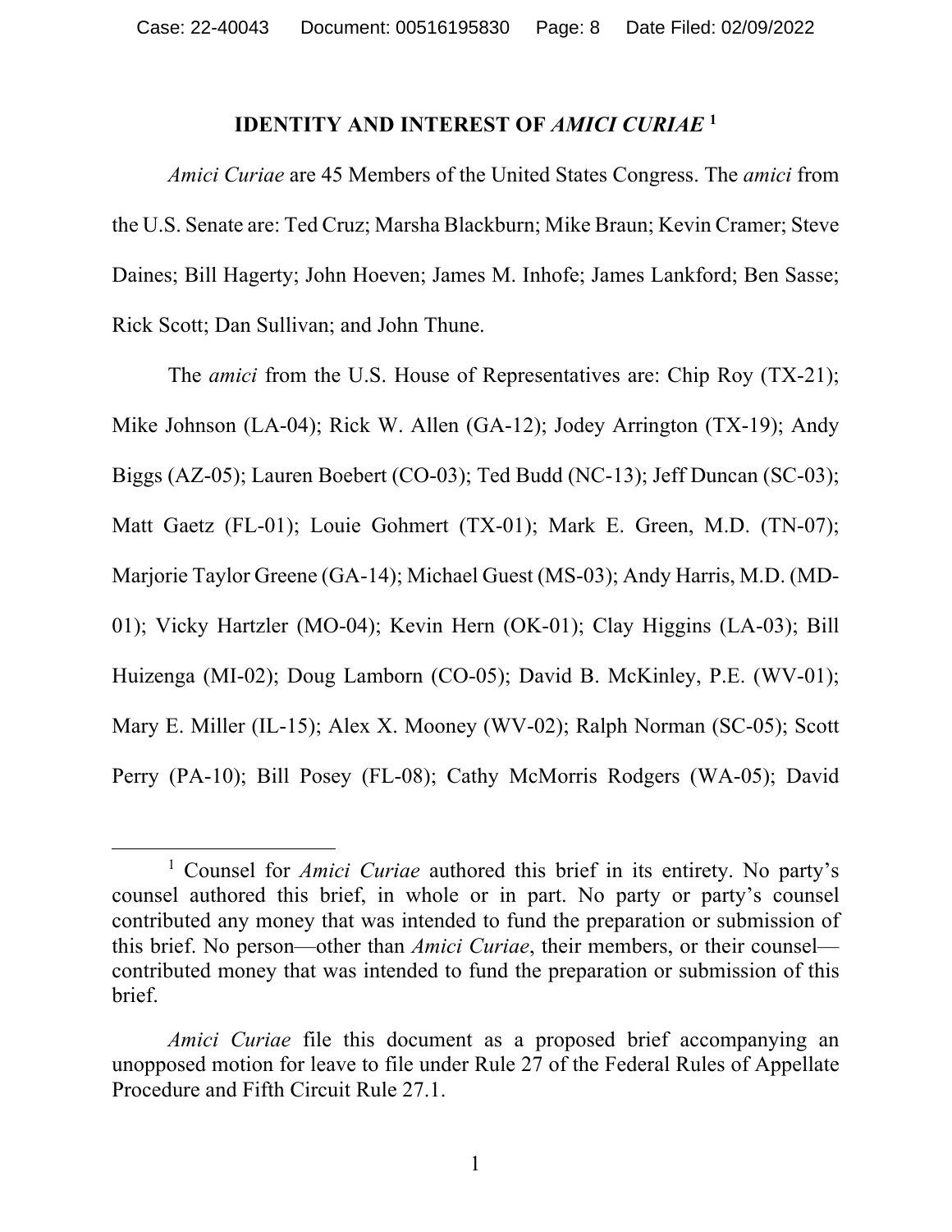# IDENTITY AND INTEREST OF *AMICI CURIAE* [1]

*Amici Curiae* are 45 Members of the United States Congress. The *amici* from the U.S. Senate are: Ted Cruz; Marsha Blackburn; Mike Braun; Kevin Cramer; Steve Daines; Bill Hagerty; John Hoeven; James M. Inhofe; James Lankford; Ben Sasse; Rick Scott; Dan Sullivan; and John Thune.

The *amici* from the U.S. House of Representatives are: Chip Roy (TX-21); Mike Johnson (LA-04); Rick W. Allen (GA-12); Jodey Arrington (TX-19); Andy Biggs (AZ-05); Lauren Boebert (CO-03); Ted Budd (NC-13); Jeff Duncan (SC-03); Matt Gaetz (FL-01); Louie Gohmert (TX-01); Mark E. Green, M.D. (TN-07); Marjorie Taylor Greene (GA-14); Michael Guest (MS-03); Andy Harris, M.D. (MD-01); Vicky Hartzler (MO-04); Kevin Hern (OK-01); Clay Higgins (LA-03); Bill Huizenga (MI-02); Doug Lamborn (CO-05); David B. McKinley, P.E. (WV-01); Mary E. Miller (IL-15); Alex X. Mooney (WV-02); Ralph Norman (SC-05); Scott Perry (PA-10); Bill Posey (FL-08); Cathy McMorris Rodgers (WA-05); David

---

[1] Counsel for *Amici Curiae* authored this brief in its entirety. No party's counsel authored this brief, in whole or in part. No party or party's counsel contributed any money that was intended to fund the preparation or submission of this brief. No person—other than *Amici Curiae*, their members, or their counsel—contributed money that was intended to fund the preparation or submission of this brief.

*Amici Curiae* file this document as a proposed brief accompanying an unopposed motion for leave to file under Rule 27 of the Federal Rules of Appellate Procedure and Fifth Circuit Rule 27.1.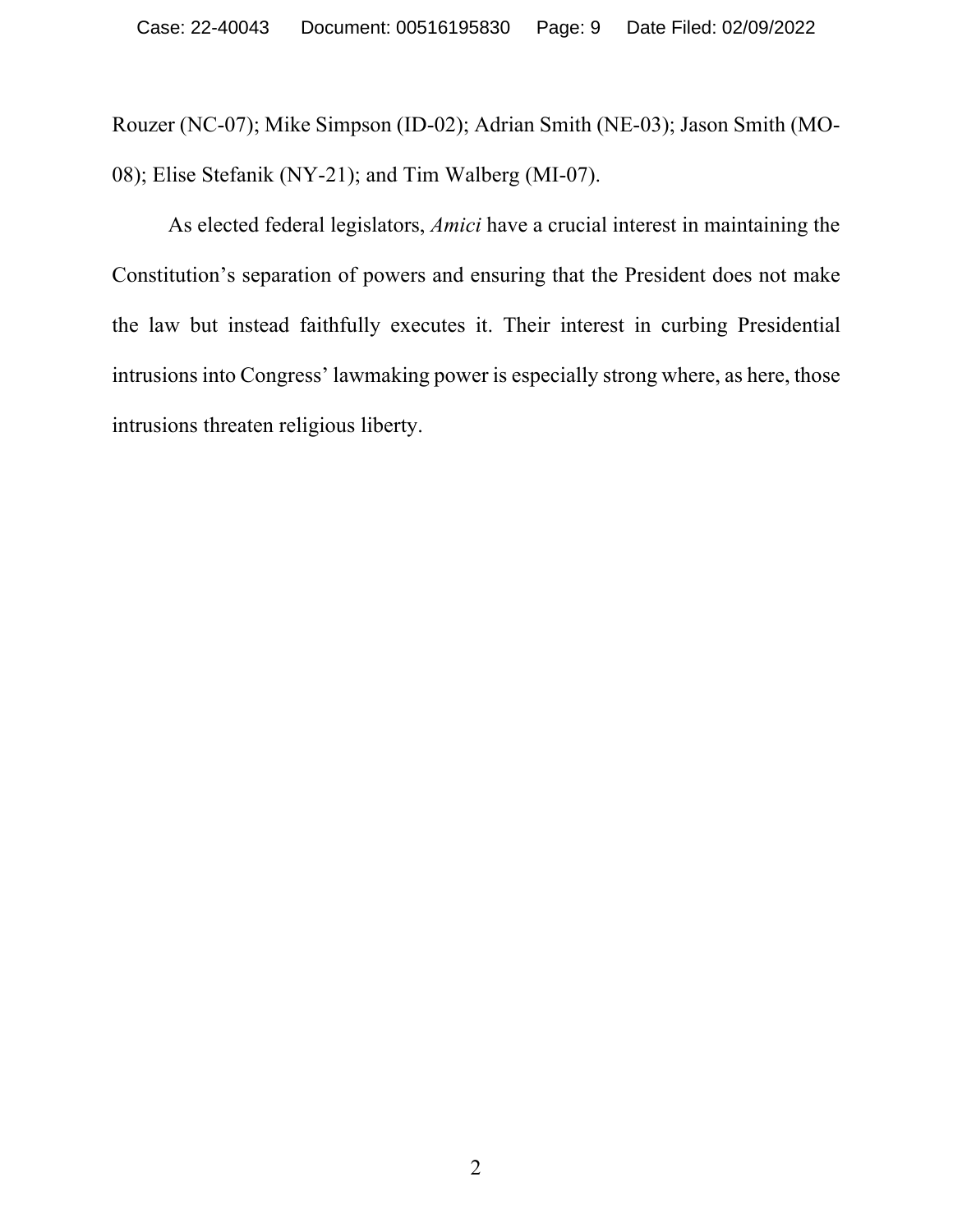Rouzer (NC-07); Mike Simpson (ID-02); Adrian Smith (NE-03); Jason Smith (MO-08); Elise Stefanik (NY-21); and Tim Walberg (MI-07).

As elected federal legislators, *Amici* have a crucial interest in maintaining the Constitution's separation of powers and ensuring that the President does not make the law but instead faithfully executes it. Their interest in curbing Presidential intrusions into Congress' lawmaking power is especially strong where, as here, those intrusions threaten religious liberty.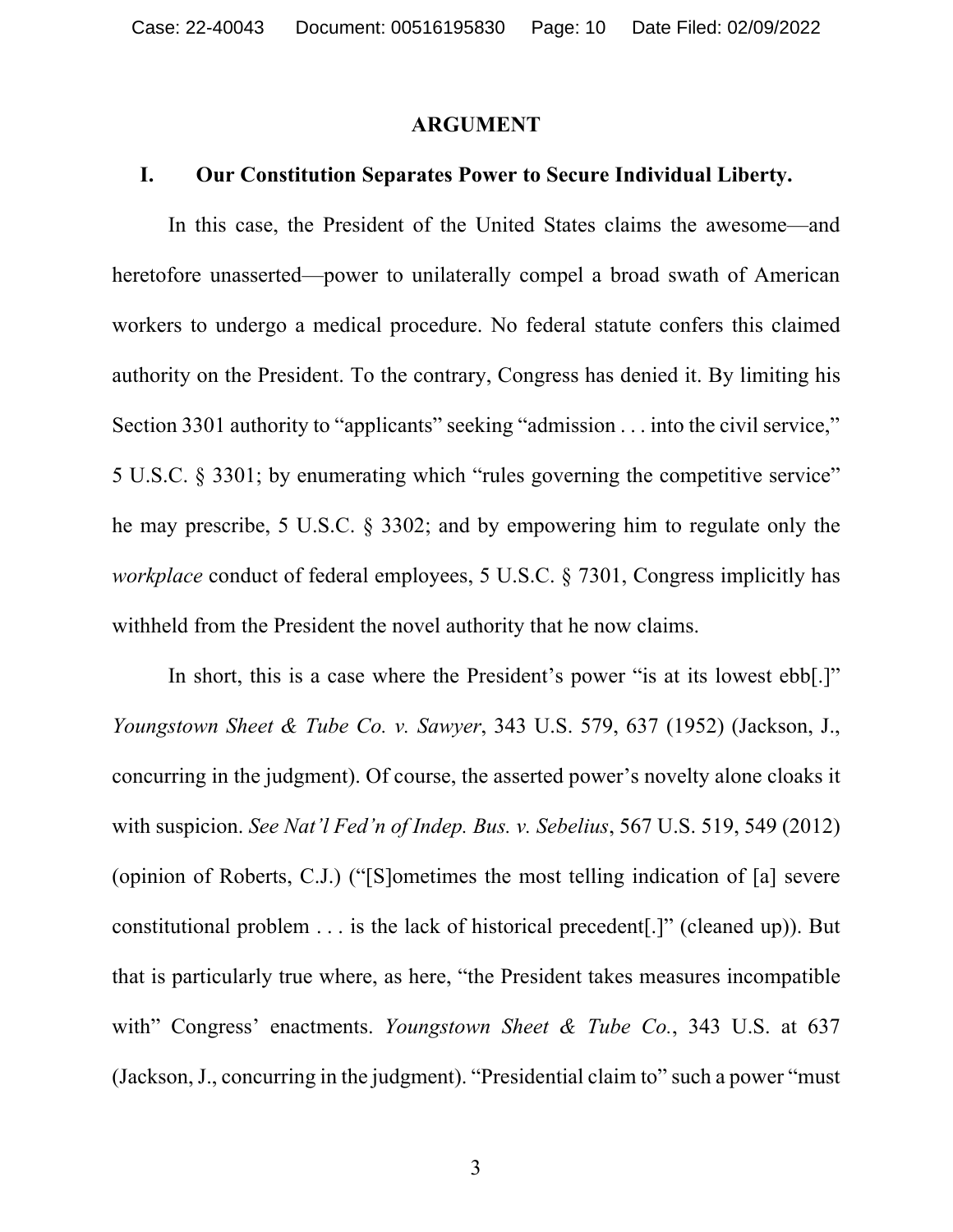## ARGUMENT

### I. Our Constitution Separates Power to Secure Individual Liberty.

In this case, the President of the United States claims the awesome—and heretofore unasserted—power to unilaterally compel a broad swath of American workers to undergo a medical procedure. No federal statute confers this claimed authority on the President. To the contrary, Congress has denied it. By limiting his Section 3301 authority to "applicants" seeking "admission . . . into the civil service," 5 U.S.C. § 3301; by enumerating which "rules governing the competitive service" he may prescribe, 5 U.S.C. § 3302; and by empowering him to regulate only the *workplace* conduct of federal employees, 5 U.S.C. § 7301, Congress implicitly has withheld from the President the novel authority that he now claims.

In short, this is a case where the President's power "is at its lowest ebb[.]" *Youngstown Sheet & Tube Co. v. Sawyer*, 343 U.S. 579, 637 (1952) (Jackson, J., concurring in the judgment). Of course, the asserted power's novelty alone cloaks it with suspicion. *See Nat'l Fed'n of Indep. Bus. v. Sebelius*, 567 U.S. 519, 549 (2012) (opinion of Roberts, C.J.) ("[S]ometimes the most telling indication of [a] severe constitutional problem . . . is the lack of historical precedent[.]" (cleaned up)). But that is particularly true where, as here, "the President takes measures incompatible with" Congress' enactments. *Youngstown Sheet & Tube Co.*, 343 U.S. at 637 (Jackson, J., concurring in the judgment). "Presidential claim to" such a power "must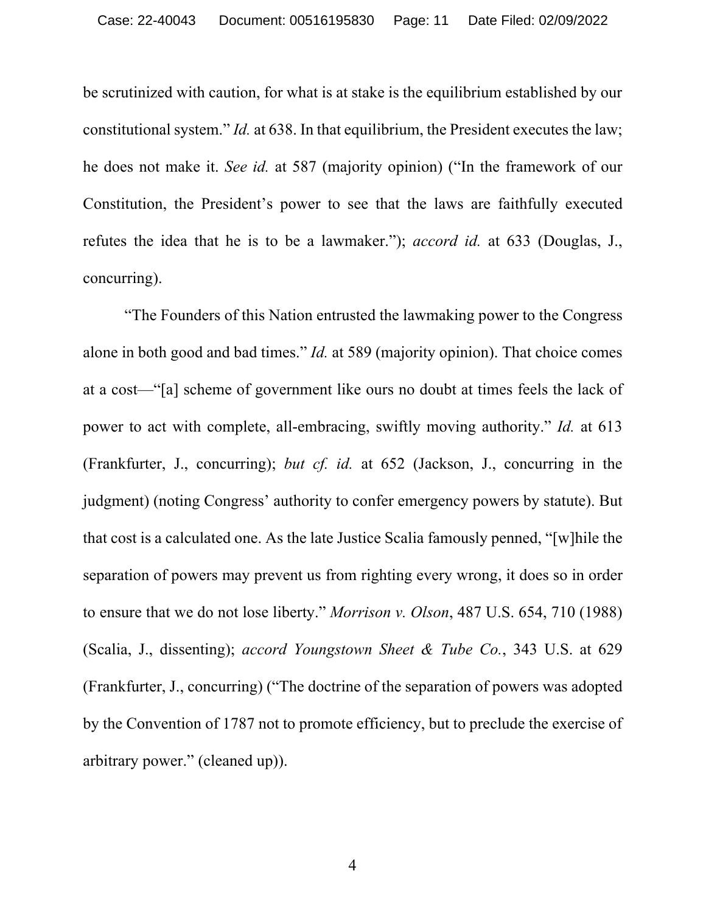be scrutinized with caution, for what is at stake is the equilibrium established by our constitutional system." *Id.* at 638. In that equilibrium, the President executes the law; he does not make it. *See id.* at 587 (majority opinion) ("In the framework of our Constitution, the President's power to see that the laws are faithfully executed refutes the idea that he is to be a lawmaker."); *accord id.* at 633 (Douglas, J., concurring).

"The Founders of this Nation entrusted the lawmaking power to the Congress alone in both good and bad times." *Id.* at 589 (majority opinion). That choice comes at a cost—"[a] scheme of government like ours no doubt at times feels the lack of power to act with complete, all-embracing, swiftly moving authority." *Id.* at 613 (Frankfurter, J., concurring); *but cf. id.* at 652 (Jackson, J., concurring in the judgment) (noting Congress' authority to confer emergency powers by statute). But that cost is a calculated one. As the late Justice Scalia famously penned, "[w]hile the separation of powers may prevent us from righting every wrong, it does so in order to ensure that we do not lose liberty." *Morrison v. Olson*, 487 U.S. 654, 710 (1988) (Scalia, J., dissenting); *accord Youngstown Sheet & Tube Co.*, 343 U.S. at 629 (Frankfurter, J., concurring) ("The doctrine of the separation of powers was adopted by the Convention of 1787 not to promote efficiency, but to preclude the exercise of arbitrary power." (cleaned up)).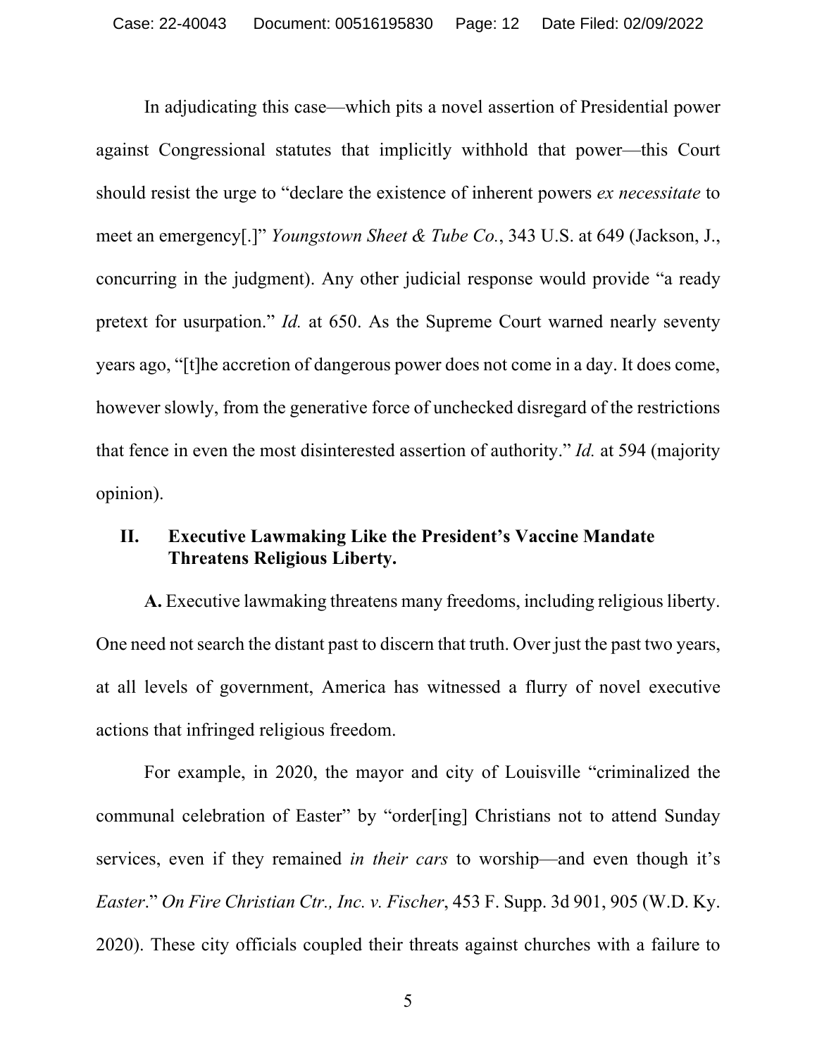In adjudicating this case—which pits a novel assertion of Presidential power against Congressional statutes that implicitly withhold that power—this Court should resist the urge to "declare the existence of inherent powers *ex necessitate* to meet an emergency[.]" *Youngstown Sheet & Tube Co.*, 343 U.S. at 649 (Jackson, J., concurring in the judgment). Any other judicial response would provide "a ready pretext for usurpation." *Id.* at 650. As the Supreme Court warned nearly seventy years ago, "[t]he accretion of dangerous power does not come in a day. It does come, however slowly, from the generative force of unchecked disregard of the restrictions that fence in even the most disinterested assertion of authority." *Id.* at 594 (majority opinion).

## II. Executive Lawmaking Like the President's Vaccine Mandate Threatens Religious Liberty.

**A.** Executive lawmaking threatens many freedoms, including religious liberty. One need not search the distant past to discern that truth. Over just the past two years, at all levels of government, America has witnessed a flurry of novel executive actions that infringed religious freedom.

For example, in 2020, the mayor and city of Louisville "criminalized the communal celebration of Easter" by "order[ing] Christians not to attend Sunday services, even if they remained *in their cars* to worship—and even though it's *Easter*." *On Fire Christian Ctr., Inc. v. Fischer*, 453 F. Supp. 3d 901, 905 (W.D. Ky. 2020). These city officials coupled their threats against churches with a failure to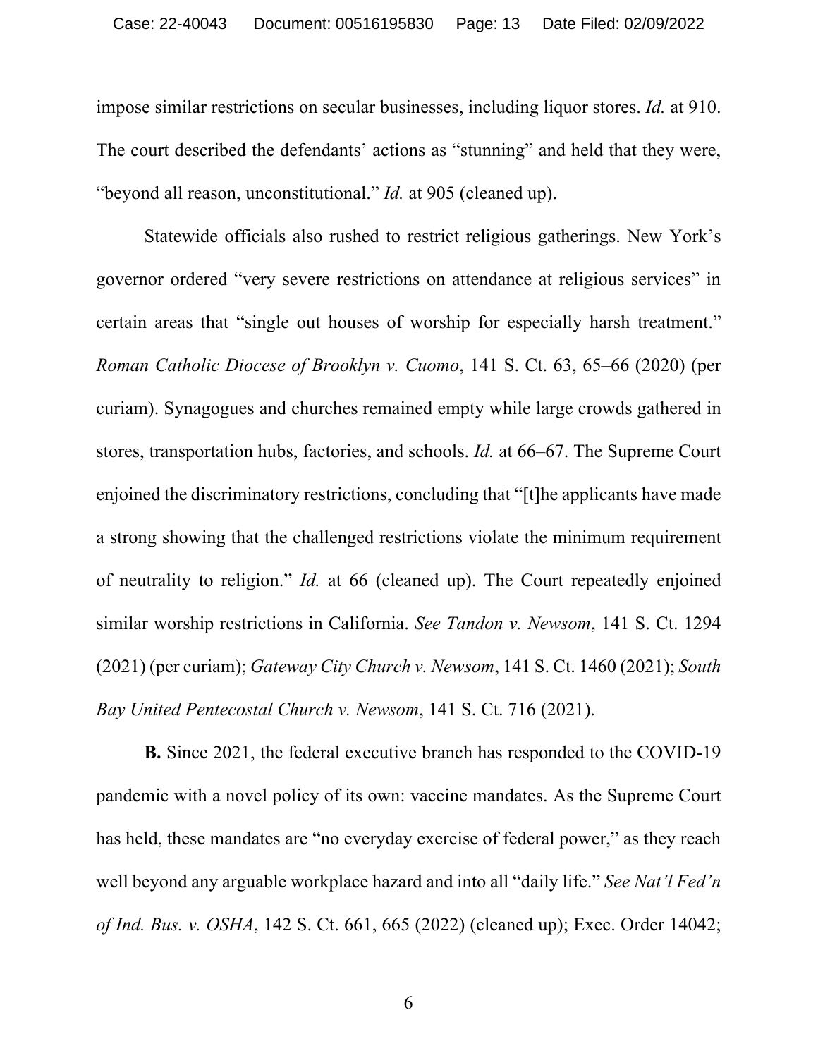impose similar restrictions on secular businesses, including liquor stores. *Id.* at 910. The court described the defendants' actions as "stunning" and held that they were, "beyond all reason, unconstitutional." *Id.* at 905 (cleaned up).

Statewide officials also rushed to restrict religious gatherings. New York's governor ordered "very severe restrictions on attendance at religious services" in certain areas that "single out houses of worship for especially harsh treatment." *Roman Catholic Diocese of Brooklyn v. Cuomo*, 141 S. Ct. 63, 65–66 (2020) (per curiam). Synagogues and churches remained empty while large crowds gathered in stores, transportation hubs, factories, and schools. *Id.* at 66–67. The Supreme Court enjoined the discriminatory restrictions, concluding that "[t]he applicants have made a strong showing that the challenged restrictions violate the minimum requirement of neutrality to religion." *Id.* at 66 (cleaned up). The Court repeatedly enjoined similar worship restrictions in California. *See Tandon v. Newsom*, 141 S. Ct. 1294 (2021) (per curiam); *Gateway City Church v. Newsom*, 141 S. Ct. 1460 (2021); *South Bay United Pentecostal Church v. Newsom*, 141 S. Ct. 716 (2021).

**B.** Since 2021, the federal executive branch has responded to the COVID-19 pandemic with a novel policy of its own: vaccine mandates. As the Supreme Court has held, these mandates are "no everyday exercise of federal power," as they reach well beyond any arguable workplace hazard and into all "daily life." *See Nat'l Fed'n of Ind. Bus. v. OSHA*, 142 S. Ct. 661, 665 (2022) (cleaned up); Exec. Order 14042;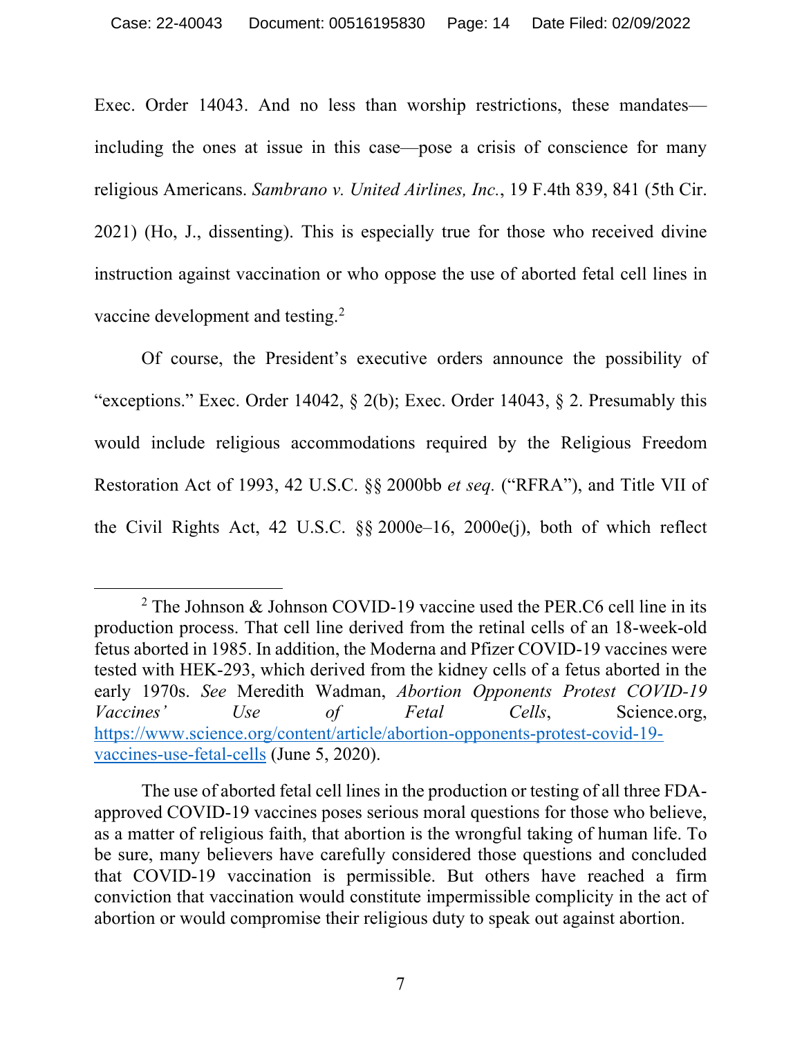Exec. Order 14043. And no less than worship restrictions, these mandates—including the ones at issue in this case—pose a crisis of conscience for many religious Americans. *Sambrano v. United Airlines, Inc.*, 19 F.4th 839, 841 (5th Cir. 2021) (Ho, J., dissenting). This is especially true for those who received divine instruction against vaccination or who oppose the use of aborted fetal cell lines in vaccine development and testing.[2]

Of course, the President's executive orders announce the possibility of "exceptions." Exec. Order 14042, § 2(b); Exec. Order 14043, § 2. Presumably this would include religious accommodations required by the Religious Freedom Restoration Act of 1993, 42 U.S.C. §§ 2000bb *et seq.* ("RFRA"), and Title VII of the Civil Rights Act, 42 U.S.C. §§ 2000e–16, 2000e(j), both of which reflect

---

[2] The Johnson & Johnson COVID-19 vaccine used the PER.C6 cell line in its production process. That cell line derived from the retinal cells of an 18-week-old fetus aborted in 1985. In addition, the Moderna and Pfizer COVID-19 vaccines were tested with HEK-293, which derived from the kidney cells of a fetus aborted in the early 1970s. *See* Meredith Wadman, *Abortion Opponents Protest COVID-19 Vaccines' Use of Fetal Cells*, Science.org, [https://www.science.org/content/article/abortion-opponents-protest-covid-19-vaccines-use-fetal-cells](https://www.science.org/content/article/abortion-opponents-protest-covid-19-vaccines-use-fetal-cells) (June 5, 2020).

The use of aborted fetal cell lines in the production or testing of all three FDA-approved COVID-19 vaccines poses serious moral questions for those who believe, as a matter of religious faith, that abortion is the wrongful taking of human life. To be sure, many believers have carefully considered those questions and concluded that COVID-19 vaccination is permissible. But others have reached a firm conviction that vaccination would constitute impermissible complicity in the act of abortion or would compromise their religious duty to speak out against abortion.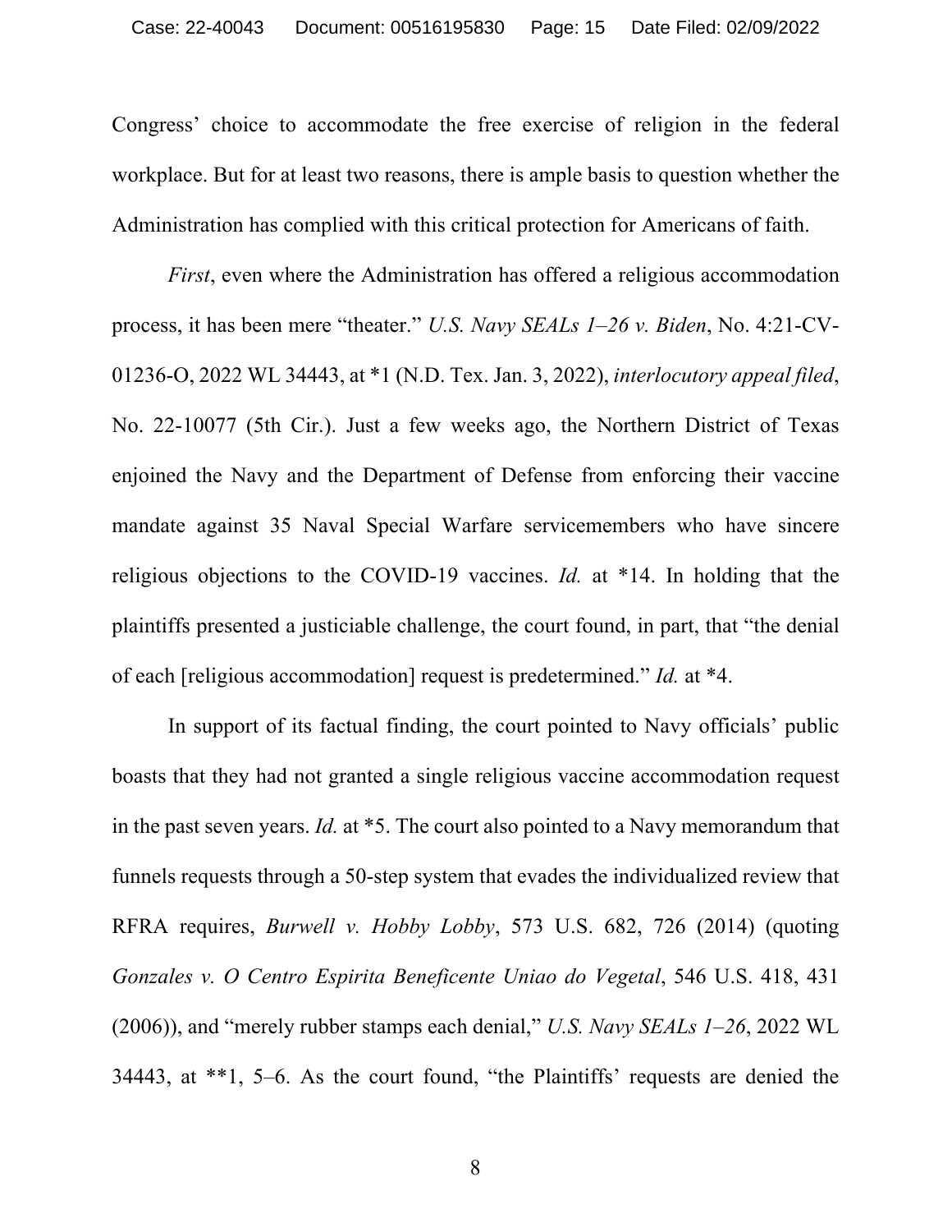Congress' choice to accommodate the free exercise of religion in the federal workplace. But for at least two reasons, there is ample basis to question whether the Administration has complied with this critical protection for Americans of faith.

*First*, even where the Administration has offered a religious accommodation process, it has been mere "theater." *U.S. Navy SEALs 1–26 v. Biden*, No. 4:21-CV-01236-O, 2022 WL 34443, at *1 (N.D. Tex. Jan. 3, 2022), *interlocutory appeal filed*, No. 22-10077 (5th Cir.). Just a few weeks ago, the Northern District of Texas enjoined the Navy and the Department of Defense from enforcing their vaccine mandate against 35 Naval Special Warfare servicemembers who have sincere religious objections to the COVID-19 vaccines. *Id.* at *14. In holding that the plaintiffs presented a justiciable challenge, the court found, in part, that "the denial of each [religious accommodation] request is predetermined." *Id.* at *4.

In support of its factual finding, the court pointed to Navy officials' public boasts that they had not granted a single religious vaccine accommodation request in the past seven years. *Id.* at *5. The court also pointed to a Navy memorandum that funnels requests through a 50-step system that evades the individualized review that RFRA requires, *Burwell v. Hobby Lobby*, 573 U.S. 682, 726 (2014) (quoting *Gonzales v. O Centro Espirita Beneficente Uniao do Vegetal*, 546 U.S. 418, 431 (2006)), and "merely rubber stamps each denial," *U.S. Navy SEALs 1–26*, 2022 WL 34443, at **1, 5–6. As the court found, "the Plaintiffs' requests are denied the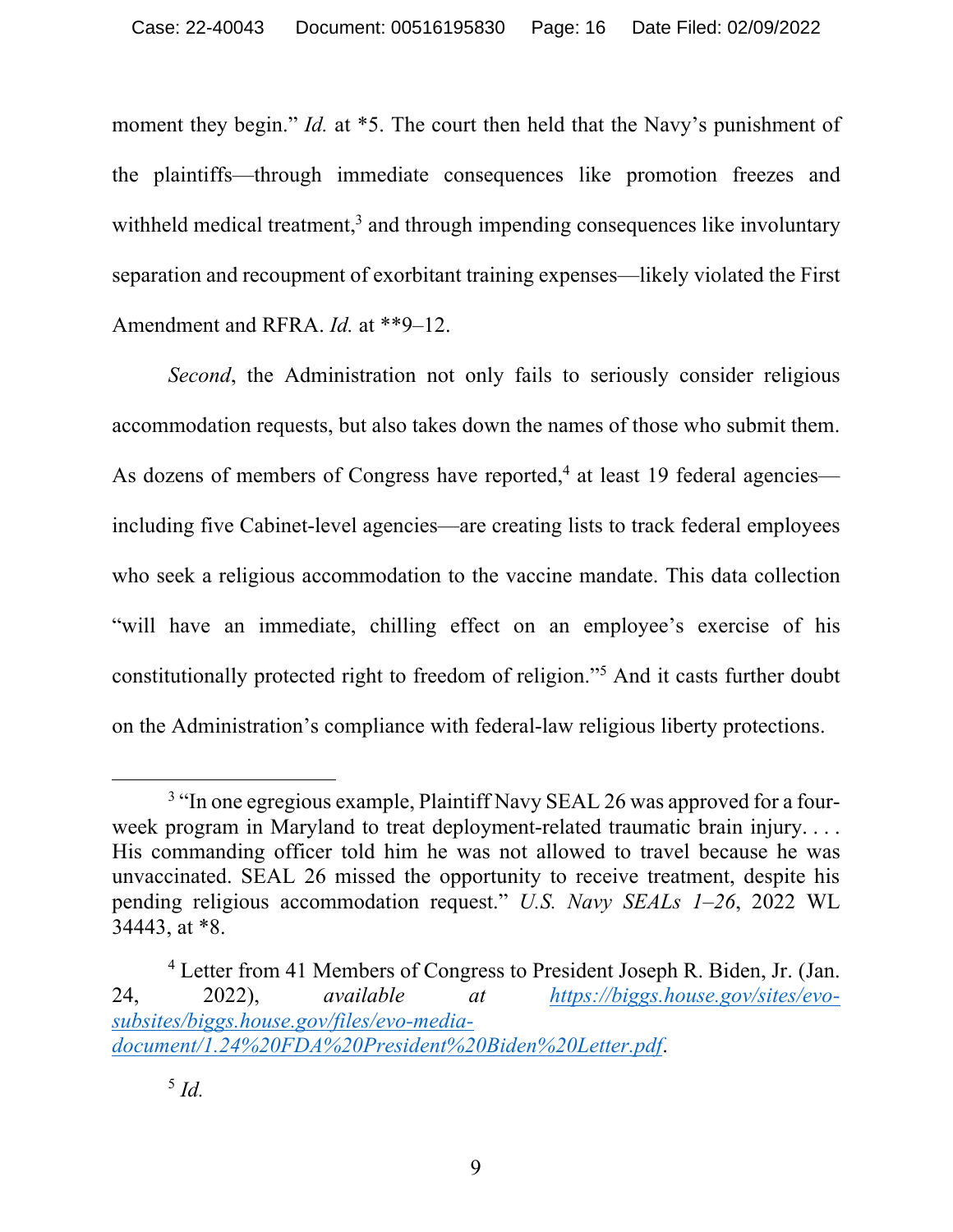moment they begin." *Id.* at *5. The court then held that the Navy's punishment of the plaintiffs—through immediate consequences like promotion freezes and withheld medical treatment,[3] and through impending consequences like involuntary separation and recoupment of exorbitant training expenses—likely violated the First Amendment and RFRA. *Id.* at **9–12.

*Second*, the Administration not only fails to seriously consider religious accommodation requests, but also takes down the names of those who submit them. As dozens of members of Congress have reported,[4] at least 19 federal agencies—including five Cabinet-level agencies—are creating lists to track federal employees who seek a religious accommodation to the vaccine mandate. This data collection "will have an immediate, chilling effect on an employee's exercise of his constitutionally protected right to freedom of religion."[5] And it casts further doubt on the Administration's compliance with federal-law religious liberty protections.

---

[3] "In one egregious example, Plaintiff Navy SEAL 26 was approved for a four-week program in Maryland to treat deployment-related traumatic brain injury. . . . His commanding officer told him he was not allowed to travel because he was unvaccinated. SEAL 26 missed the opportunity to receive treatment, despite his pending religious accommodation request." *U.S. Navy SEALs 1–26*, 2022 WL 34443, at *8.

[4] Letter from 41 Members of Congress to President Joseph R. Biden, Jr. (Jan. 24, 2022), *available at* [https://biggs.house.gov/sites/evo-subsites/biggs.house.gov/files/evo-media-document/1.24%20FDA%20President%20Biden%20Letter.pdf](https://biggs.house.gov/sites/evo-subsites/biggs.house.gov/files/evo-media-document/1.24%20FDA%20President%20Biden%20Letter.pdf).

[5] *Id.*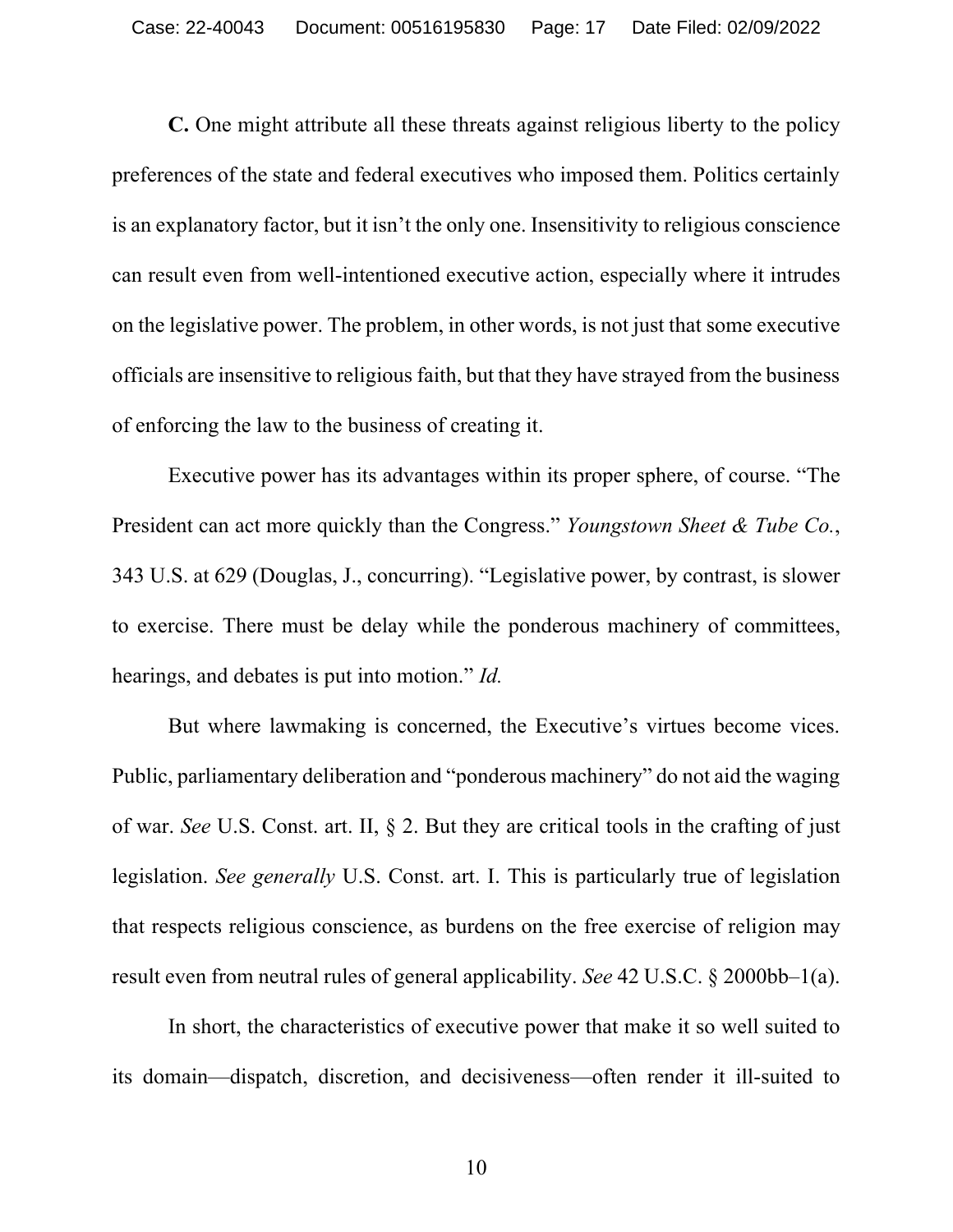**C.** One might attribute all these threats against religious liberty to the policy preferences of the state and federal executives who imposed them. Politics certainly is an explanatory factor, but it isn't the only one. Insensitivity to religious conscience can result even from well-intentioned executive action, especially where it intrudes on the legislative power. The problem, in other words, is not just that some executive officials are insensitive to religious faith, but that they have strayed from the business of enforcing the law to the business of creating it.

Executive power has its advantages within its proper sphere, of course. "The President can act more quickly than the Congress." *Youngstown Sheet & Tube Co.*, 343 U.S. at 629 (Douglas, J., concurring). "Legislative power, by contrast, is slower to exercise. There must be delay while the ponderous machinery of committees, hearings, and debates is put into motion." *Id.*

But where lawmaking is concerned, the Executive's virtues become vices. Public, parliamentary deliberation and "ponderous machinery" do not aid the waging of war. *See* U.S. Const. art. II, § 2. But they are critical tools in the crafting of just legislation. *See generally* U.S. Const. art. I. This is particularly true of legislation that respects religious conscience, as burdens on the free exercise of religion may result even from neutral rules of general applicability. *See* 42 U.S.C. § 2000bb–1(a).

In short, the characteristics of executive power that make it so well suited to its domain—dispatch, discretion, and decisiveness—often render it ill-suited to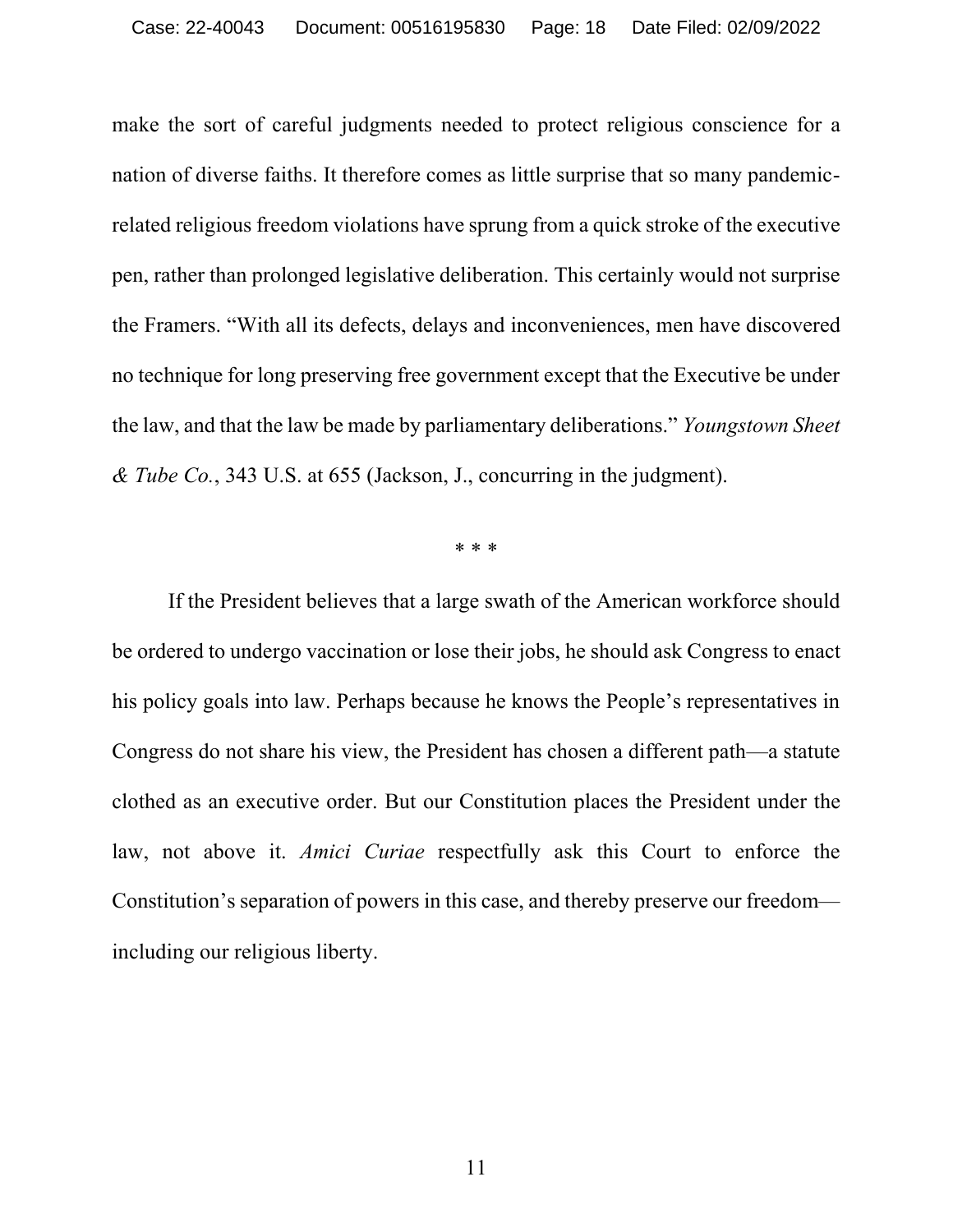make the sort of careful judgments needed to protect religious conscience for a nation of diverse faiths. It therefore comes as little surprise that so many pandemic-related religious freedom violations have sprung from a quick stroke of the executive pen, rather than prolonged legislative deliberation. This certainly would not surprise the Framers. "With all its defects, delays and inconveniences, men have discovered no technique for long preserving free government except that the Executive be under the law, and that the law be made by parliamentary deliberations." *Youngstown Sheet & Tube Co.*, 343 U.S. at 655 (Jackson, J., concurring in the judgment).

\* \* \*

If the President believes that a large swath of the American workforce should be ordered to undergo vaccination or lose their jobs, he should ask Congress to enact his policy goals into law. Perhaps because he knows the People's representatives in Congress do not share his view, the President has chosen a different path—a statute clothed as an executive order. But our Constitution places the President under the law, not above it. *Amici Curiae* respectfully ask this Court to enforce the Constitution's separation of powers in this case, and thereby preserve our freedom—including our religious liberty.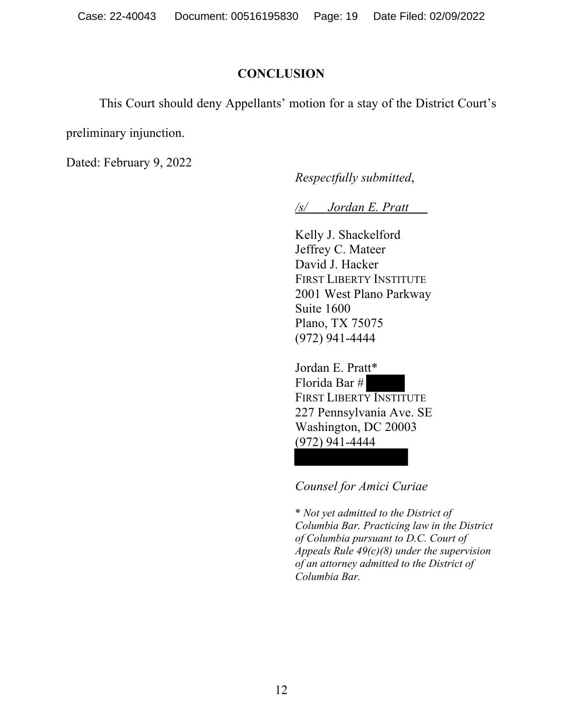## CONCLUSION

This Court should deny Appellants' motion for a stay of the District Court's preliminary injunction.

Dated: February 9, 2022

*Respectfully submitted*,

/s/ *Jordan E. Pratt*

Kelly J. Shackelford
Jeffrey C. Mateer
David J. Hacker
FIRST LIBERTY INSTITUTE
2001 West Plano Parkway
Suite 1600
Plano, TX 75075
(972) 941-4444

Jordan E. Pratt*
Florida Bar #
FIRST LIBERTY INSTITUTE
227 Pennsylvania Ave. SE
Washington, DC 20003
(972) 941-4444

*Counsel for Amici Curiae*

\* *Not yet admitted to the District of Columbia Bar. Practicing law in the District of Columbia pursuant to D.C. Court of Appeals Rule 49(c)(8) under the supervision of an attorney admitted to the District of Columbia Bar.*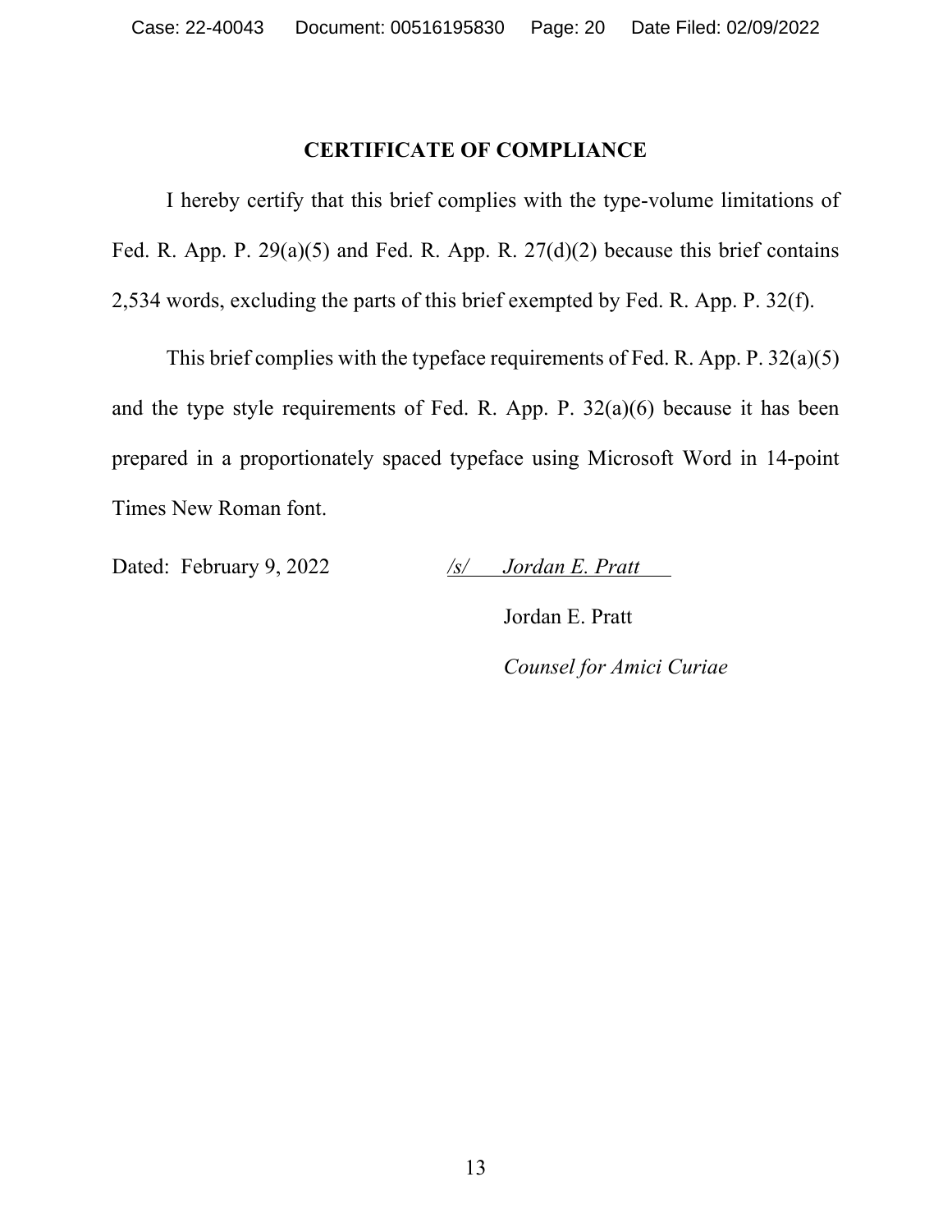## CERTIFICATE OF COMPLIANCE

I hereby certify that this brief complies with the type-volume limitations of Fed. R. App. P. 29(a)(5) and Fed. R. App. R. 27(d)(2) because this brief contains 2,534 words, excluding the parts of this brief exempted by Fed. R. App. P. 32(f).

This brief complies with the typeface requirements of Fed. R. App. P. 32(a)(5) and the type style requirements of Fed. R. App. P. 32(a)(6) because it has been prepared in a proportionately spaced typeface using Microsoft Word in 14-point Times New Roman font.

Dated: February 9, 2022

*/s/ Jordan E. Pratt*

Jordan E. Pratt

*Counsel for Amici Curiae*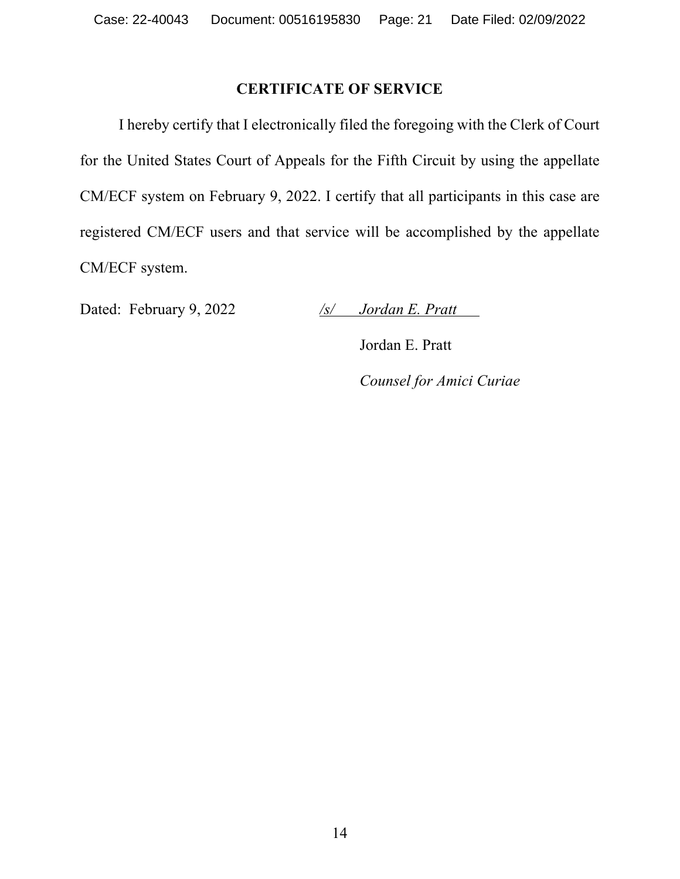## CERTIFICATE OF SERVICE

I hereby certify that I electronically filed the foregoing with the Clerk of Court for the United States Court of Appeals for the Fifth Circuit by using the appellate CM/ECF system on February 9, 2022. I certify that all participants in this case are registered CM/ECF users and that service will be accomplished by the appellate CM/ECF system.

Dated: February 9, 2022

/s/ *Jordan E. Pratt*

Jordan E. Pratt

*Counsel for Amici Curiae*